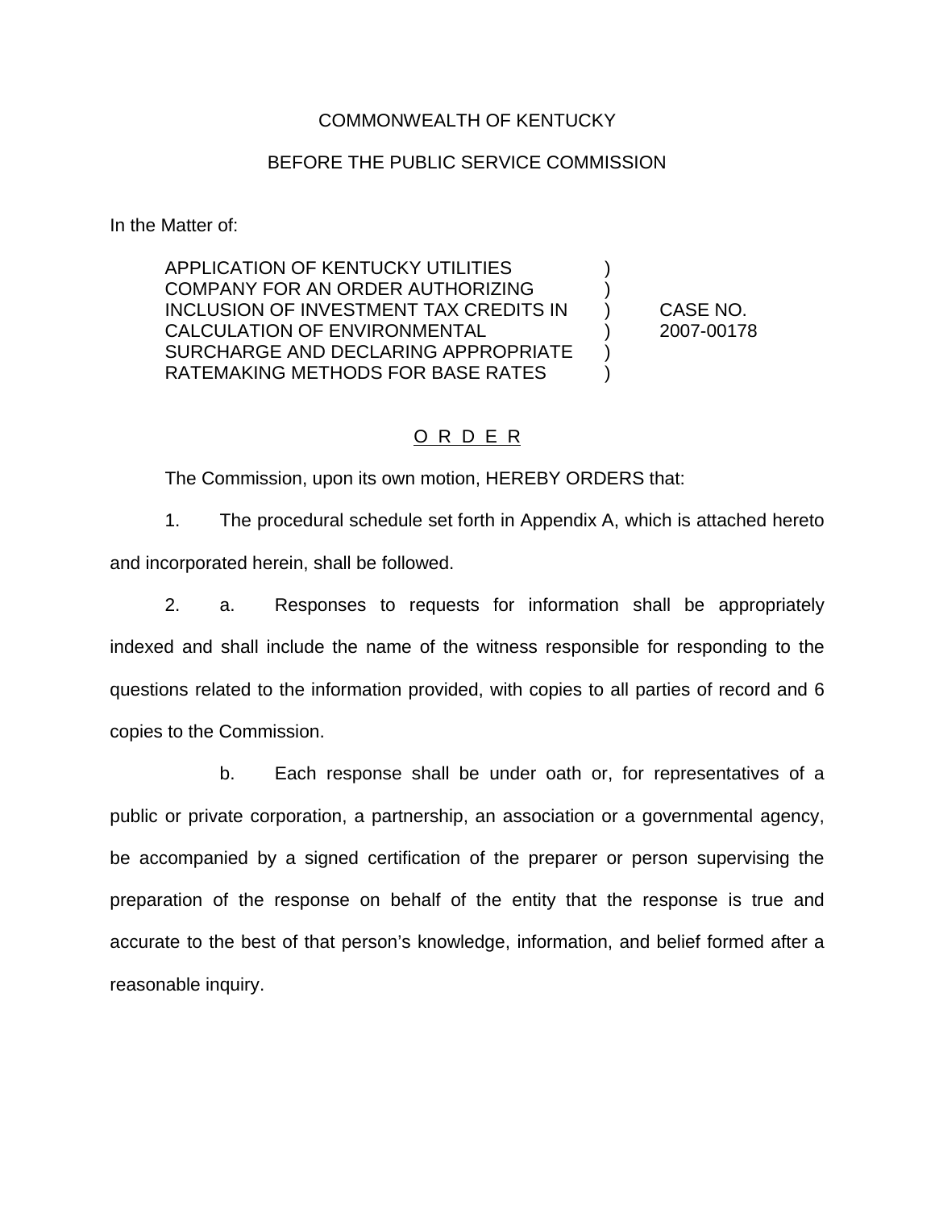COMMONWEALTH OF KENTUCKY

BEFORE THE PUBLIC SERVICE COMMISSION

In the Matter of:

| | | |
|---|---|---|
| APPLICATION OF KENTUCKY UTILITIES COMPANY FOR AN ORDER AUTHORIZING INCLUSION OF INVESTMENT TAX CREDITS IN CALCULATION OF ENVIRONMENTAL SURCHARGE AND DECLARING APPROPRIATE RATEMAKING METHODS FOR BASE RATES | ) | CASE NO. 2007-00178 |

## O R D E R

The Commission, upon its own motion, HEREBY ORDERS that:

1. The procedural schedule set forth in Appendix A, which is attached hereto and incorporated herein, shall be followed.

2. a. Responses to requests for information shall be appropriately indexed and shall include the name of the witness responsible for responding to the questions related to the information provided, with copies to all parties of record and 6 copies to the Commission.

b. Each response shall be under oath or, for representatives of a public or private corporation, a partnership, an association or a governmental agency, be accompanied by a signed certification of the preparer or person supervising the preparation of the response on behalf of the entity that the response is true and accurate to the best of that person's knowledge, information, and belief formed after a reasonable inquiry.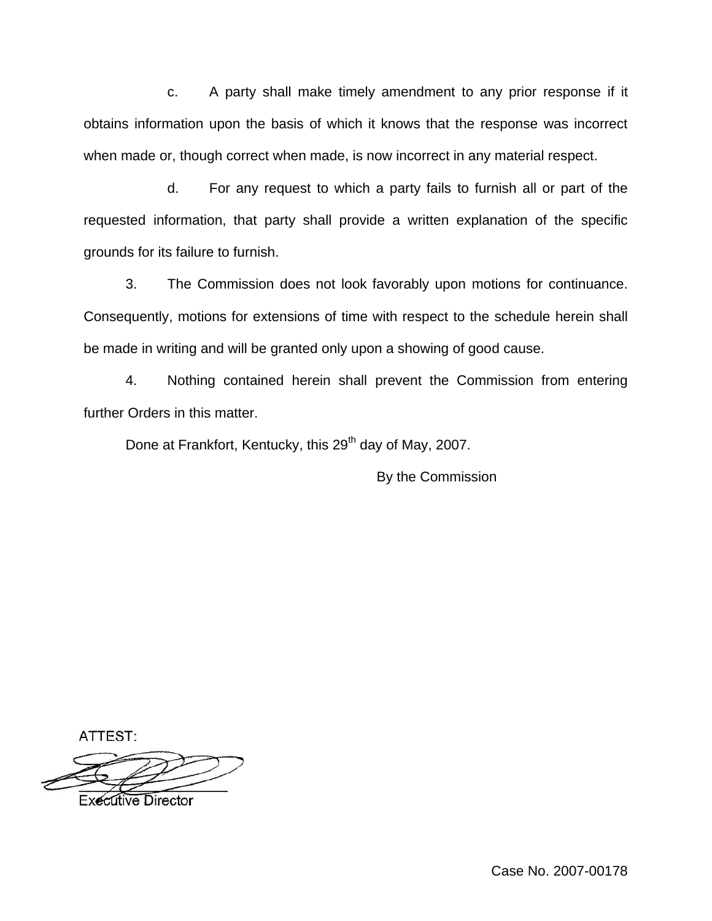c. A party shall make timely amendment to any prior response if it obtains information upon the basis of which it knows that the response was incorrect when made or, though correct when made, is now incorrect in any material respect.

d. For any request to which a party fails to furnish all or part of the requested information, that party shall provide a written explanation of the specific grounds for its failure to furnish.

3. The Commission does not look favorably upon motions for continuance. Consequently, motions for extensions of time with respect to the schedule herein shall be made in writing and will be granted only upon a showing of good cause.

4. Nothing contained herein shall prevent the Commission from entering further Orders in this matter.

Done at Frankfort, Kentucky, this 29th day of May, 2007.

By the Commission

ATTEST:

Executive Director

Case No. 2007-00178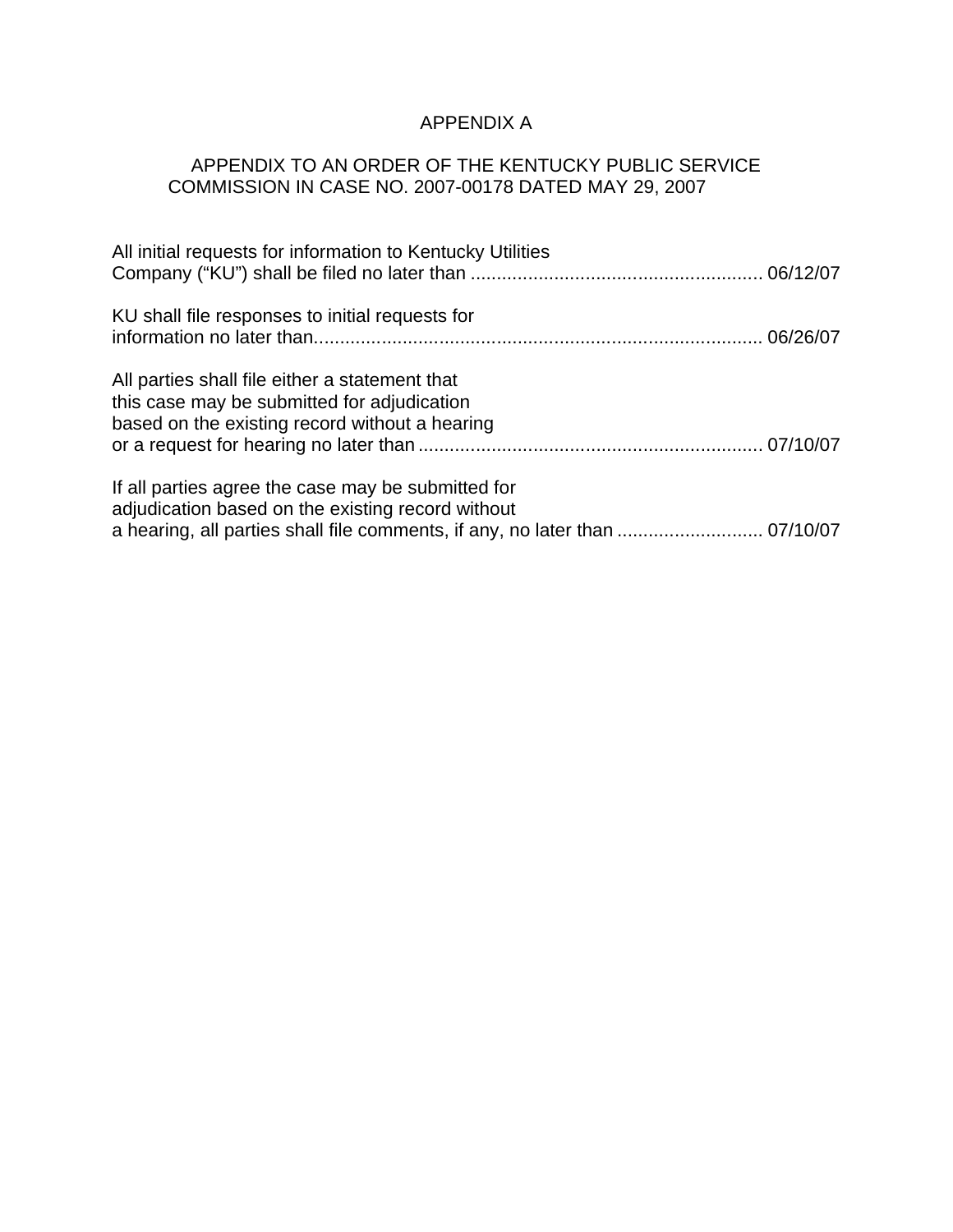# APPENDIX A

## APPENDIX TO AN ORDER OF THE KENTUCKY PUBLIC SERVICE COMMISSION IN CASE NO. 2007-00178 DATED MAY 29, 2007

All initial requests for information to Kentucky Utilities Company ("KU") shall be filed no later than ........................................................ 06/12/07

KU shall file responses to initial requests for information no later than.................................................................................... 06/26/07

All parties shall file either a statement that this case may be submitted for adjudication based on the existing record without a hearing or a request for hearing no later than .................................................................. 07/10/07

If all parties agree the case may be submitted for adjudication based on the existing record without a hearing, all parties shall file comments, if any, no later than ............................ 07/10/07